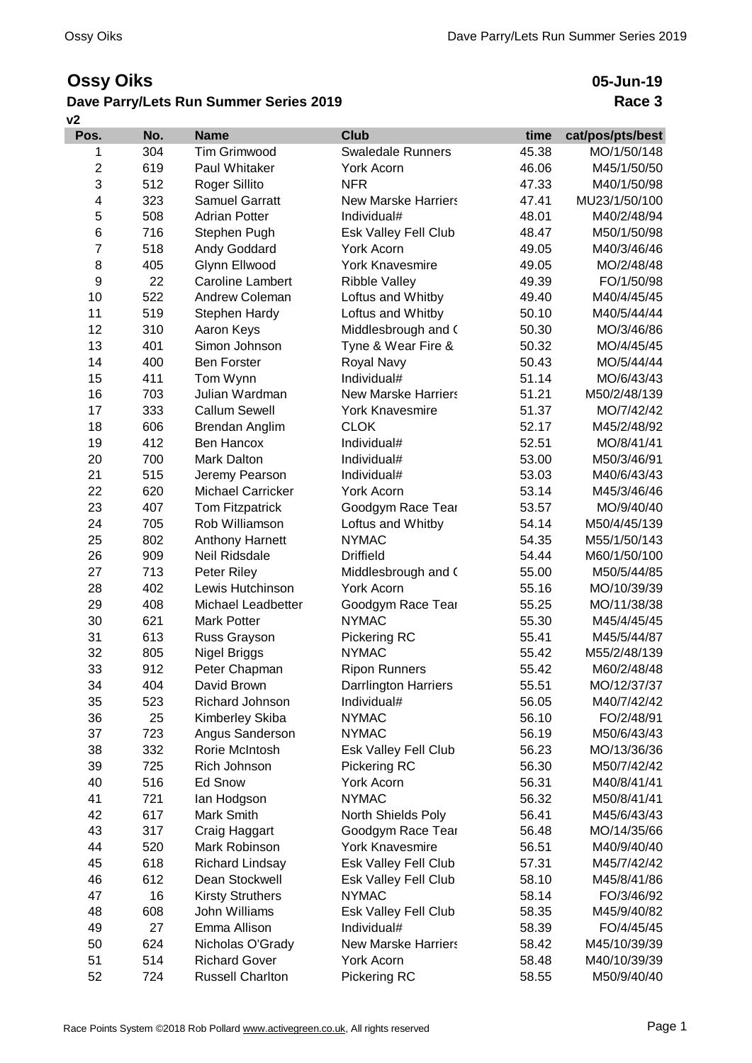# Ossy Oiks

**05-Jun-19**

## Dave Parry/Lets Run Summer Series 2019

**Race 3**

**v2**

| Pos. | No. | Name | Club | time | cat/pos/pts/best |
|---|---|---|---|---|---|
| 1 | 304 | Tim Grimwood | Swaledale Runners | 45.38 | MO/1/50/148 |
| 2 | 619 | Paul Whitaker | York Acorn | 46.06 | M45/1/50/50 |
| 3 | 512 | Roger Sillito | NFR | 47.33 | M40/1/50/98 |
| 4 | 323 | Samuel Garratt | New Marske Harriers | 47.41 | MU23/1/50/100 |
| 5 | 508 | Adrian Potter | Individual# | 48.01 | M40/2/48/94 |
| 6 | 716 | Stephen Pugh | Esk Valley Fell Club | 48.47 | M50/1/50/98 |
| 7 | 518 | Andy Goddard | York Acorn | 49.05 | M40/3/46/46 |
| 8 | 405 | Glynn Ellwood | York Knavesmire | 49.05 | MO/2/48/48 |
| 9 | 22 | Caroline Lambert | Ribble Valley | 49.39 | FO/1/50/98 |
| 10 | 522 | Andrew Coleman | Loftus and Whitby | 49.40 | M40/4/45/45 |
| 11 | 519 | Stephen Hardy | Loftus and Whitby | 50.10 | M40/5/44/44 |
| 12 | 310 | Aaron Keys | Middlesbrough and ( | 50.30 | MO/3/46/86 |
| 13 | 401 | Simon Johnson | Tyne & Wear Fire & | 50.32 | MO/4/45/45 |
| 14 | 400 | Ben Forster | Royal Navy | 50.43 | MO/5/44/44 |
| 15 | 411 | Tom Wynn | Individual# | 51.14 | MO/6/43/43 |
| 16 | 703 | Julian Wardman | New Marske Harriers | 51.21 | M50/2/48/139 |
| 17 | 333 | Callum Sewell | York Knavesmire | 51.37 | MO/7/42/42 |
| 18 | 606 | Brendan Anglim | CLOK | 52.17 | M45/2/48/92 |
| 19 | 412 | Ben Hancox | Individual# | 52.51 | MO/8/41/41 |
| 20 | 700 | Mark Dalton | Individual# | 53.00 | M50/3/46/91 |
| 21 | 515 | Jeremy Pearson | Individual# | 53.03 | M40/6/43/43 |
| 22 | 620 | Michael Carricker | York Acorn | 53.14 | M45/3/46/46 |
| 23 | 407 | Tom Fitzpatrick | Goodgym Race Tear | 53.57 | MO/9/40/40 |
| 24 | 705 | Rob Williamson | Loftus and Whitby | 54.14 | M50/4/45/139 |
| 25 | 802 | Anthony Harnett | NYMAC | 54.35 | M55/1/50/143 |
| 26 | 909 | Neil Ridsdale | Driffield | 54.44 | M60/1/50/100 |
| 27 | 713 | Peter Riley | Middlesbrough and ( | 55.00 | M50/5/44/85 |
| 28 | 402 | Lewis Hutchinson | York Acorn | 55.16 | MO/10/39/39 |
| 29 | 408 | Michael Leadbetter | Goodgym Race Tear | 55.25 | MO/11/38/38 |
| 30 | 621 | Mark Potter | NYMAC | 55.30 | M45/4/45/45 |
| 31 | 613 | Russ Grayson | Pickering RC | 55.41 | M45/5/44/87 |
| 32 | 805 | Nigel Briggs | NYMAC | 55.42 | M55/2/48/139 |
| 33 | 912 | Peter Chapman | Ripon Runners | 55.42 | M60/2/48/48 |
| 34 | 404 | David Brown | Darrlington Harriers | 55.51 | MO/12/37/37 |
| 35 | 523 | Richard Johnson | Individual# | 56.05 | M40/7/42/42 |
| 36 | 25 | Kimberley Skiba | NYMAC | 56.10 | FO/2/48/91 |
| 37 | 723 | Angus Sanderson | NYMAC | 56.19 | M50/6/43/43 |
| 38 | 332 | Rorie McIntosh | Esk Valley Fell Club | 56.23 | MO/13/36/36 |
| 39 | 725 | Rich Johnson | Pickering RC | 56.30 | M50/7/42/42 |
| 40 | 516 | Ed Snow | York Acorn | 56.31 | M40/8/41/41 |
| 41 | 721 | Ian Hodgson | NYMAC | 56.32 | M50/8/41/41 |
| 42 | 617 | Mark Smith | North Shields Poly | 56.41 | M45/6/43/43 |
| 43 | 317 | Craig Haggart | Goodgym Race Tear | 56.48 | MO/14/35/66 |
| 44 | 520 | Mark Robinson | York Knavesmire | 56.51 | M40/9/40/40 |
| 45 | 618 | Richard Lindsay | Esk Valley Fell Club | 57.31 | M45/7/42/42 |
| 46 | 612 | Dean Stockwell | Esk Valley Fell Club | 58.10 | M45/8/41/86 |
| 47 | 16 | Kirsty Struthers | NYMAC | 58.14 | FO/3/46/92 |
| 48 | 608 | John Williams | Esk Valley Fell Club | 58.35 | M45/9/40/82 |
| 49 | 27 | Emma Allison | Individual# | 58.39 | FO/4/45/45 |
| 50 | 624 | Nicholas O'Grady | New Marske Harriers | 58.42 | M45/10/39/39 |
| 51 | 514 | Richard Gover | York Acorn | 58.48 | M40/10/39/39 |
| 52 | 724 | Russell Charlton | Pickering RC | 58.55 | M50/9/40/40 |

Race Points System ©2018 Rob Pollard www.activegreen.co.uk, All rights reserved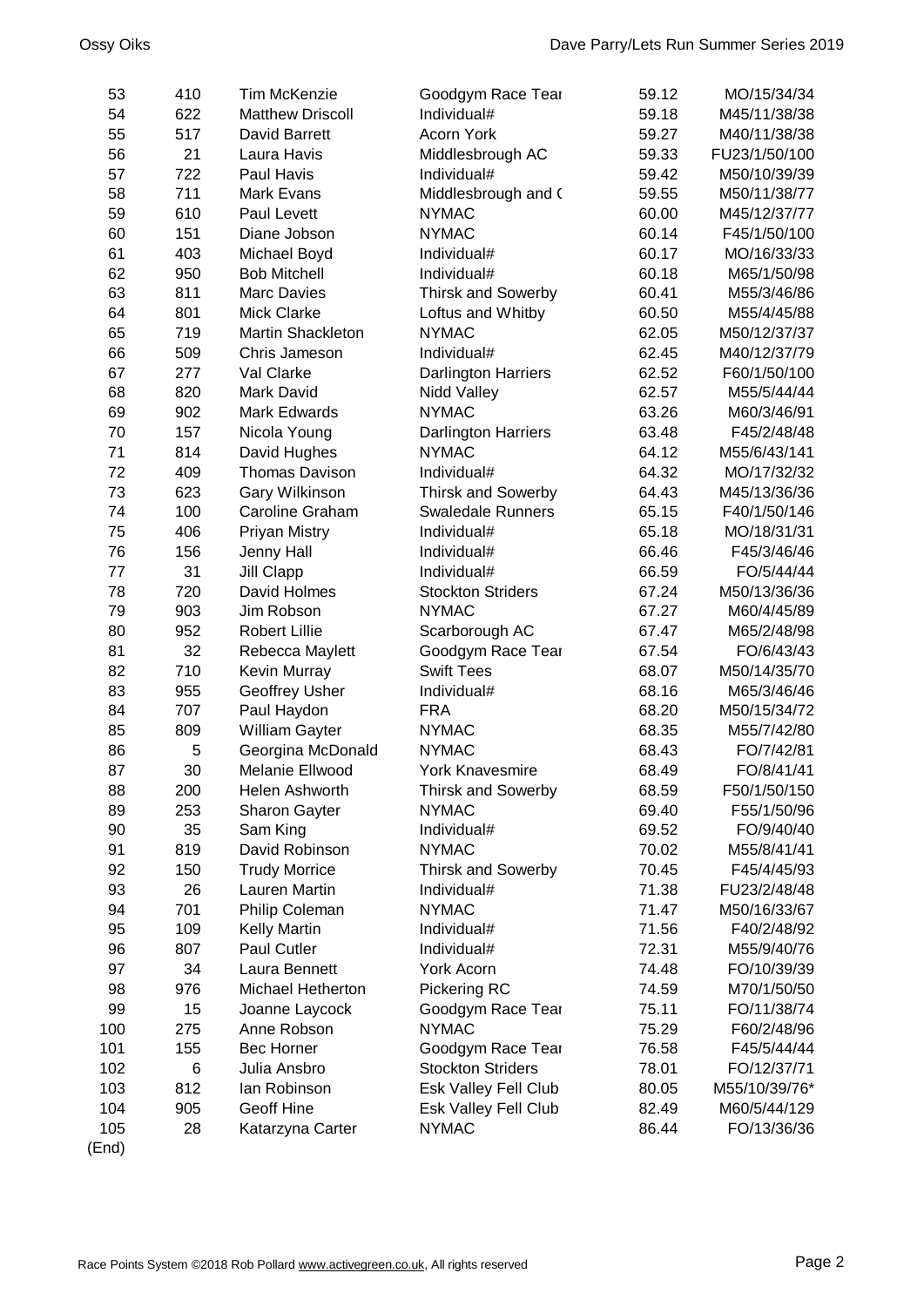| | | | | | |
|---|---|---|---|---|---|
| 53 | 410 | Tim McKenzie | Goodgym Race Tear | 59.12 | MO/15/34/34 |
| 54 | 622 | Matthew Driscoll | Individual# | 59.18 | M45/11/38/38 |
| 55 | 517 | David Barrett | Acorn York | 59.27 | M40/11/38/38 |
| 56 | 21 | Laura Havis | Middlesbrough AC | 59.33 | FU23/1/50/100 |
| 57 | 722 | Paul Havis | Individual# | 59.42 | M50/10/39/39 |
| 58 | 711 | Mark Evans | Middlesbrough and ( | 59.55 | M50/11/38/77 |
| 59 | 610 | Paul Levett | NYMAC | 60.00 | M45/12/37/77 |
| 60 | 151 | Diane Jobson | NYMAC | 60.14 | F45/1/50/100 |
| 61 | 403 | Michael Boyd | Individual# | 60.17 | MO/16/33/33 |
| 62 | 950 | Bob Mitchell | Individual# | 60.18 | M65/1/50/98 |
| 63 | 811 | Marc Davies | Thirsk and Sowerby | 60.41 | M55/3/46/86 |
| 64 | 801 | Mick Clarke | Loftus and Whitby | 60.50 | M55/4/45/88 |
| 65 | 719 | Martin Shackleton | NYMAC | 62.05 | M50/12/37/37 |
| 66 | 509 | Chris Jameson | Individual# | 62.45 | M40/12/37/79 |
| 67 | 277 | Val Clarke | Darlington Harriers | 62.52 | F60/1/50/100 |
| 68 | 820 | Mark David | Nidd Valley | 62.57 | M55/5/44/44 |
| 69 | 902 | Mark Edwards | NYMAC | 63.26 | M60/3/46/91 |
| 70 | 157 | Nicola Young | Darlington Harriers | 63.48 | F45/2/48/48 |
| 71 | 814 | David Hughes | NYMAC | 64.12 | M55/6/43/141 |
| 72 | 409 | Thomas Davison | Individual# | 64.32 | MO/17/32/32 |
| 73 | 623 | Gary Wilkinson | Thirsk and Sowerby | 64.43 | M45/13/36/36 |
| 74 | 100 | Caroline Graham | Swaledale Runners | 65.15 | F40/1/50/146 |
| 75 | 406 | Priyan Mistry | Individual# | 65.18 | MO/18/31/31 |
| 76 | 156 | Jenny Hall | Individual# | 66.46 | F45/3/46/46 |
| 77 | 31 | Jill Clapp | Individual# | 66.59 | FO/5/44/44 |
| 78 | 720 | David Holmes | Stockton Striders | 67.24 | M50/13/36/36 |
| 79 | 903 | Jim Robson | NYMAC | 67.27 | M60/4/45/89 |
| 80 | 952 | Robert Lillie | Scarborough AC | 67.47 | M65/2/48/98 |
| 81 | 32 | Rebecca Maylett | Goodgym Race Tear | 67.54 | FO/6/43/43 |
| 82 | 710 | Kevin Murray | Swift Tees | 68.07 | M50/14/35/70 |
| 83 | 955 | Geoffrey Usher | Individual# | 68.16 | M65/3/46/46 |
| 84 | 707 | Paul Haydon | FRA | 68.20 | M50/15/34/72 |
| 85 | 809 | William Gayter | NYMAC | 68.35 | M55/7/42/80 |
| 86 | 5 | Georgina McDonald | NYMAC | 68.43 | FO/7/42/81 |
| 87 | 30 | Melanie Ellwood | York Knavesmire | 68.49 | FO/8/41/41 |
| 88 | 200 | Helen Ashworth | Thirsk and Sowerby | 68.59 | F50/1/50/150 |
| 89 | 253 | Sharon Gayter | NYMAC | 69.40 | F55/1/50/96 |
| 90 | 35 | Sam King | Individual# | 69.52 | FO/9/40/40 |
| 91 | 819 | David Robinson | NYMAC | 70.02 | M55/8/41/41 |
| 92 | 150 | Trudy Morrice | Thirsk and Sowerby | 70.45 | F45/4/45/93 |
| 93 | 26 | Lauren Martin | Individual# | 71.38 | FU23/2/48/48 |
| 94 | 701 | Philip Coleman | NYMAC | 71.47 | M50/16/33/67 |
| 95 | 109 | Kelly Martin | Individual# | 71.56 | F40/2/48/92 |
| 96 | 807 | Paul Cutler | Individual# | 72.31 | M55/9/40/76 |
| 97 | 34 | Laura Bennett | York Acorn | 74.48 | FO/10/39/39 |
| 98 | 976 | Michael Hetherton | Pickering RC | 74.59 | M70/1/50/50 |
| 99 | 15 | Joanne Laycock | Goodgym Race Tear | 75.11 | FO/11/38/74 |
| 100 | 275 | Anne Robson | NYMAC | 75.29 | F60/2/48/96 |
| 101 | 155 | Bec Horner | Goodgym Race Tear | 76.58 | F45/5/44/44 |
| 102 | 6 | Julia Ansbro | Stockton Striders | 78.01 | FO/12/37/71 |
| 103 | 812 | Ian Robinson | Esk Valley Fell Club | 80.05 | M55/10/39/76* |
| 104 | 905 | Geoff Hine | Esk Valley Fell Club | 82.49 | M60/5/44/129 |
| 105 | 28 | Katarzyna Carter | NYMAC | 86.44 | FO/13/36/36 |

(End)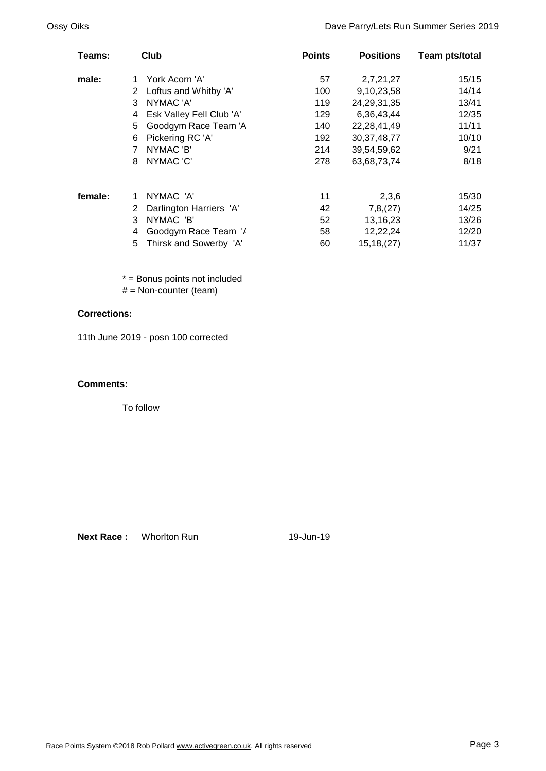| Teams: | | Club | Points | Positions | Team pts/total |
|---|---|---|---|---|---|
| male: | 1 | York Acorn 'A' | 57 | 2,7,21,27 | 15/15 |
| | 2 | Loftus and Whitby 'A' | 100 | 9,10,23,58 | 14/14 |
| | 3 | NYMAC 'A' | 119 | 24,29,31,35 | 13/41 |
| | 4 | Esk Valley Fell Club 'A' | 129 | 6,36,43,44 | 12/35 |
| | 5 | Goodgym Race Team 'A | 140 | 22,28,41,49 | 11/11 |
| | 6 | Pickering RC 'A' | 192 | 30,37,48,77 | 10/10 |
| | 7 | NYMAC 'B' | 214 | 39,54,59,62 | 9/21 |
| | 8 | NYMAC 'C' | 278 | 63,68,73,74 | 8/18 |
| female: | 1 | NYMAC 'A' | 11 | 2,3,6 | 15/30 |
| | 2 | Darlington Harriers 'A' | 42 | 7,8,(27) | 14/25 |
| | 3 | NYMAC 'B' | 52 | 13,16,23 | 13/26 |
| | 4 | Goodgym Race Team '/ | 58 | 12,22,24 | 12/20 |
| | 5 | Thirsk and Sowerby 'A' | 60 | 15,18,(27) | 11/37 |

* = Bonus points not included

# = Non-counter (team)

**Corrections:**

11th June 2019 - posn 100 corrected

**Comments:**

To follow

**Next Race :** Whorlton Run 19-Jun-19

Race Points System ©2018 Rob Pollard www.activegreen.co.uk, All rights reserved